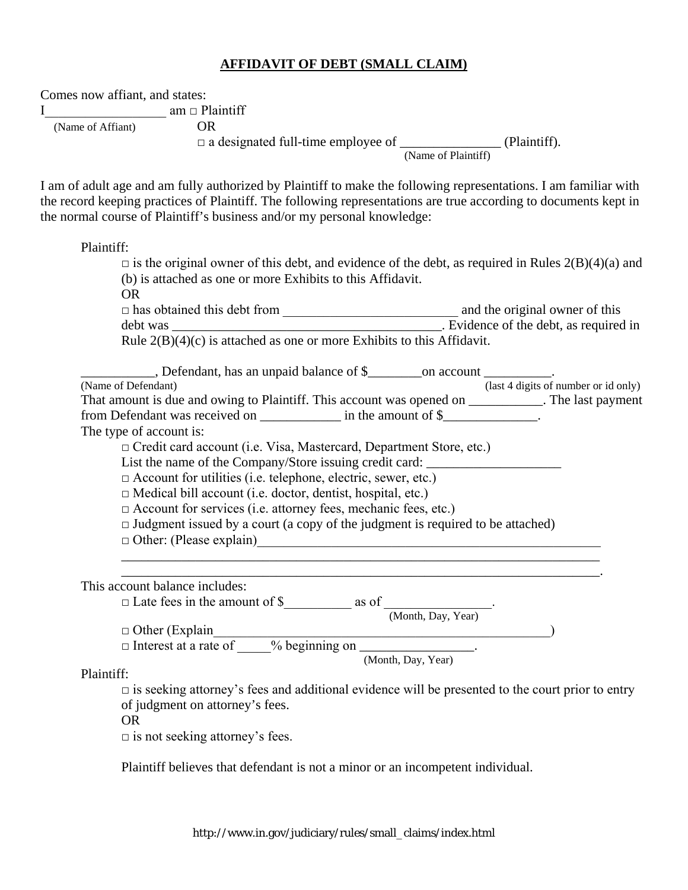## AFFIDAVIT OF DEBT (SMALL CLAIM)

Comes now affiant, and states:

I__________________ am □ Plaintiff
(Name of Affiant)

OR

□ a designated full-time employee of _______________ (Plaintiff).
(Name of Plaintiff)

I am of adult age and am fully authorized by Plaintiff to make the following representations. I am familiar with the record keeping practices of Plaintiff. The following representations are true according to documents kept in the normal course of Plaintiff's business and/or my personal knowledge:

Plaintiff:

□ is the original owner of this debt, and evidence of the debt, as required in Rules 2(B)(4)(a) and (b) is attached as one or more Exhibits to this Affidavit.

OR

□ has obtained this debt from __________________________ and the original owner of this debt was _________________________________________. Evidence of the debt, as required in Rule 2(B)(4)(c) is attached as one or more Exhibits to this Affidavit.

___________, Defendant, has an unpaid balance of $________on account __________.
(Name of Defendant) (last 4 digits of number or id only)

That amount is due and owing to Plaintiff. This account was opened on ___________. The last payment from Defendant was received on ____________ in the amount of $______________.

The type of account is:

□ Credit card account (i.e. Visa, Mastercard, Department Store, etc.)
List the name of the Company/Store issuing credit card: ____________________

□ Account for utilities (i.e. telephone, electric, sewer, etc.)

□ Medical bill account (i.e. doctor, dentist, hospital, etc.)

□ Account for services (i.e. attorney fees, mechanic fees, etc.)

□ Judgment issued by a court (a copy of the judgment is required to be attached)

□ Other: (Please explain)______________________________________________________
__________________________________________________________________________
__________________________________________________________________________.

This account balance includes:

□ Late fees in the amount of $__________ as of ________________.
(Month, Day, Year)

□ Other (Explain____________________________________________________)

□ Interest at a rate of _____% beginning on _________________.
(Month, Day, Year)

Plaintiff:

□ is seeking attorney's fees and additional evidence will be presented to the court prior to entry of judgment on attorney's fees.

OR

□ is not seeking attorney's fees.

Plaintiff believes that defendant is not a minor or an incompetent individual.

http://www.in.gov/judiciary/rules/small_claims/index.html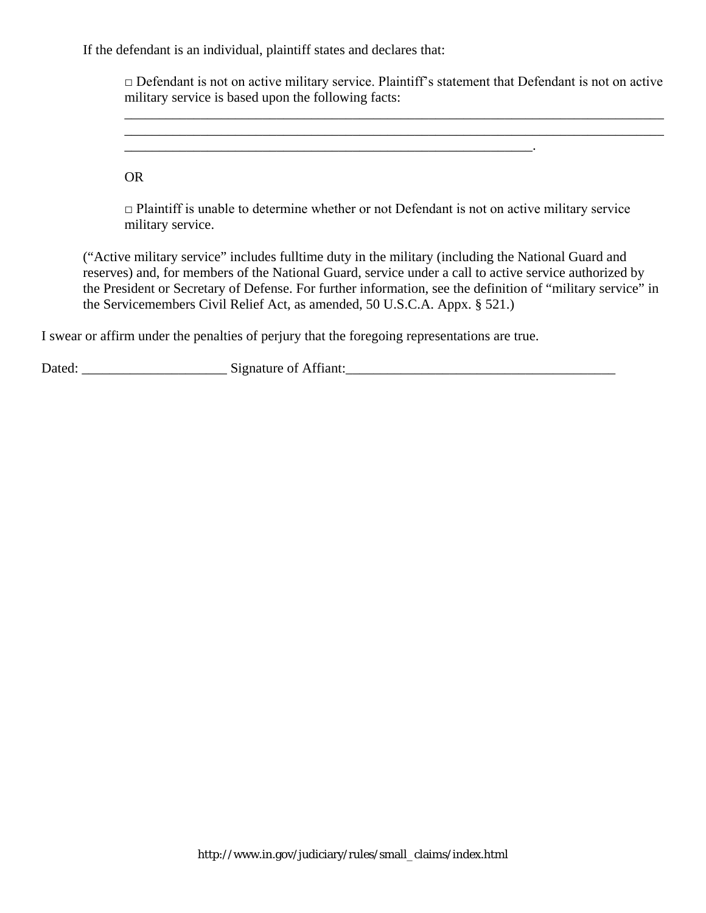If the defendant is an individual, plaintiff states and declares that:

□ Defendant is not on active military service. Plaintiff's statement that Defendant is not on active military service is based upon the following facts:
______________________________________________________________________________
______________________________________________________________________________
___________________________________________________________.

OR

□ Plaintiff is unable to determine whether or not Defendant is not on active military service military service.

("Active military service" includes fulltime duty in the military (including the National Guard and reserves) and, for members of the National Guard, service under a call to active service authorized by the President or Secretary of Defense. For further information, see the definition of "military service" in the Servicemembers Civil Relief Act, as amended, 50 U.S.C.A. Appx. § 521.)

I swear or affirm under the penalties of perjury that the foregoing representations are true.

Dated: _____________________ Signature of Affiant:_______________________________________

http://www.in.gov/judiciary/rules/small_claims/index.html